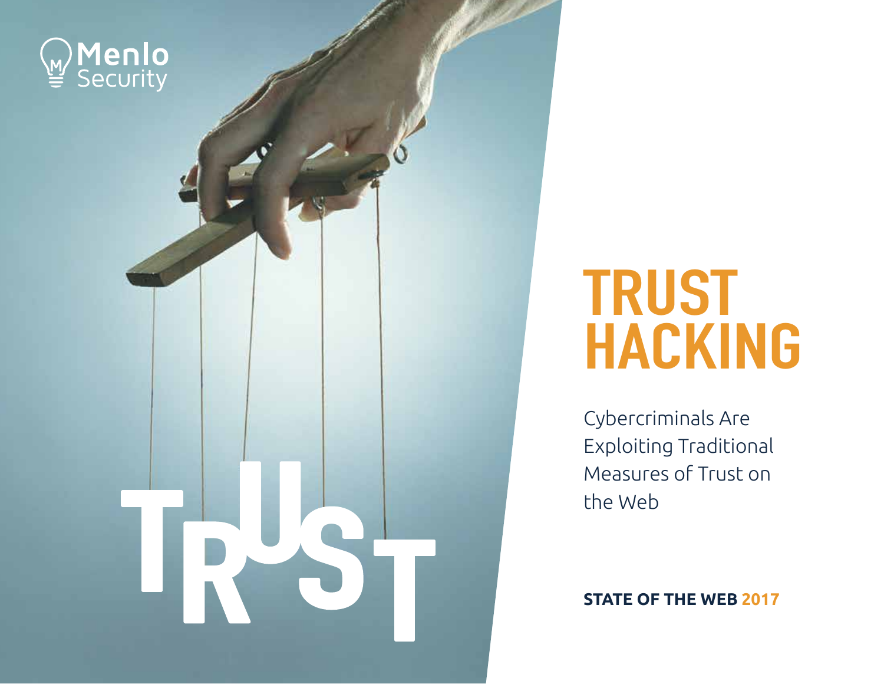Menlo Security

# TRUST HACKING

Cybercriminals Are Exploiting Traditional Measures of Trust on the Web

**STATE OF THE WEB 2017**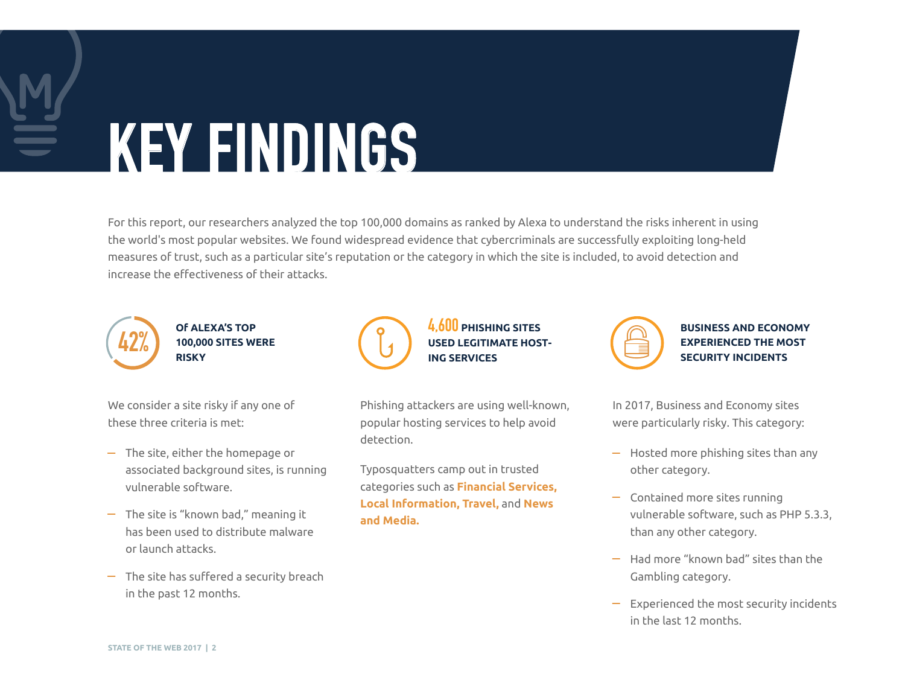# KEY FINDINGS

For this report, our researchers analyzed the top 100,000 domains as ranked by Alexa to understand the risks inherent in using the world's most popular websites. We found widespread evidence that cybercriminals are successfully exploiting long-held measures of trust, such as a particular site's reputation or the category in which the site is included, to avoid detection and increase the effectiveness of their attacks.

### 42% OF ALEXA'S TOP 100,000 SITES WERE RISKY

We consider a site risky if any one of these three criteria is met:

- The site, either the homepage or associated background sites, is running vulnerable software.
- The site is "known bad," meaning it has been used to distribute malware or launch attacks.
- The site has suffered a security breach in the past 12 months.

### 4,600 PHISHING SITES USED LEGITIMATE HOSTING SERVICES

Phishing attackers are using well-known, popular hosting services to help avoid detection.

Typosquatters camp out in trusted categories such as **Financial Services, Local Information, Travel,** and **News and Media.**

### BUSINESS AND ECONOMY EXPERIENCED THE MOST SECURITY INCIDENTS

In 2017, Business and Economy sites were particularly risky. This category:

- Hosted more phishing sites than any other category.
- Contained more sites running vulnerable software, such as PHP 5.3.3, than any other category.
- Had more "known bad" sites than the Gambling category.
- Experienced the most security incidents in the last 12 months.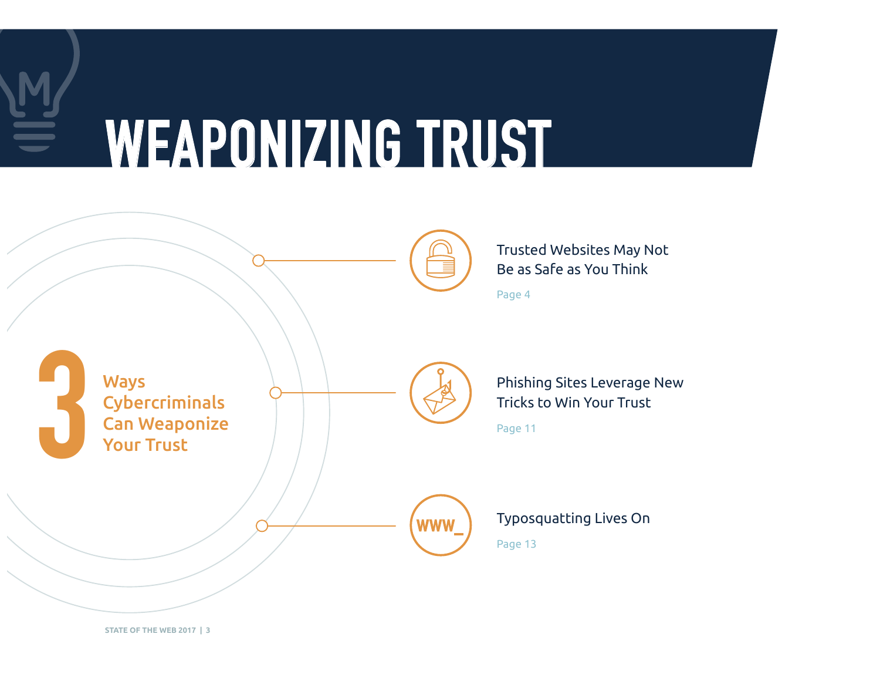# WEAPONIZING TRUST

## 3 Ways Cybercriminals Can Weaponize Your Trust

Trusted Websites May Not Be as Safe as You Think

Page 4

Phishing Sites Leverage New Tricks to Win Your Trust

Page 11

Typosquatting Lives On

Page 13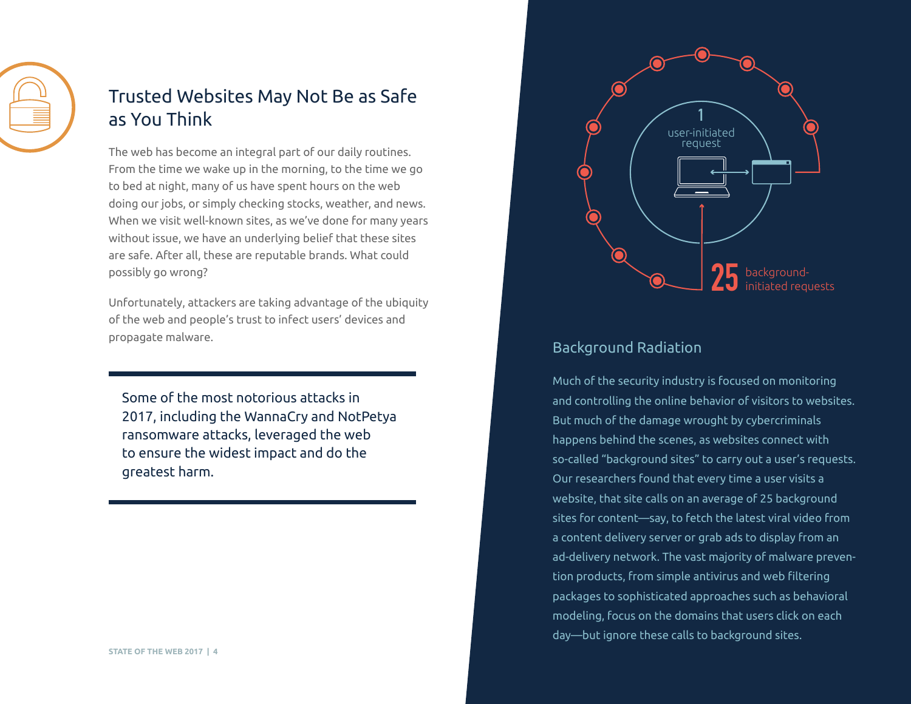## Trusted Websites May Not Be as Safe as You Think

The web has become an integral part of our daily routines. From the time we wake up in the morning, to the time we go to bed at night, many of us have spent hours on the web doing our jobs, or simply checking stocks, weather, and news. When we visit well-known sites, as we've done for many years without issue, we have an underlying belief that these sites are safe. After all, these are reputable brands. What could possibly go wrong?

Unfortunately, attackers are taking advantage of the ubiquity of the web and people's trust to infect users' devices and propagate malware.

> Some of the most notorious attacks in 2017, including the WannaCry and NotPetya ransomware attacks, leveraged the web to ensure the widest impact and do the greatest harm.

1 user-initiated request

25 background-initiated requests

### Background Radiation

Much of the security industry is focused on monitoring and controlling the online behavior of visitors to websites. But much of the damage wrought by cybercriminals happens behind the scenes, as websites connect with so-called "background sites" to carry out a user's requests. Our researchers found that every time a user visits a website, that site calls on an average of 25 background sites for content—say, to fetch the latest viral video from a content delivery server or grab ads to display from an ad-delivery network. The vast majority of malware prevention products, from simple antivirus and web filtering packages to sophisticated approaches such as behavioral modeling, focus on the domains that users click on each day—but ignore these calls to background sites.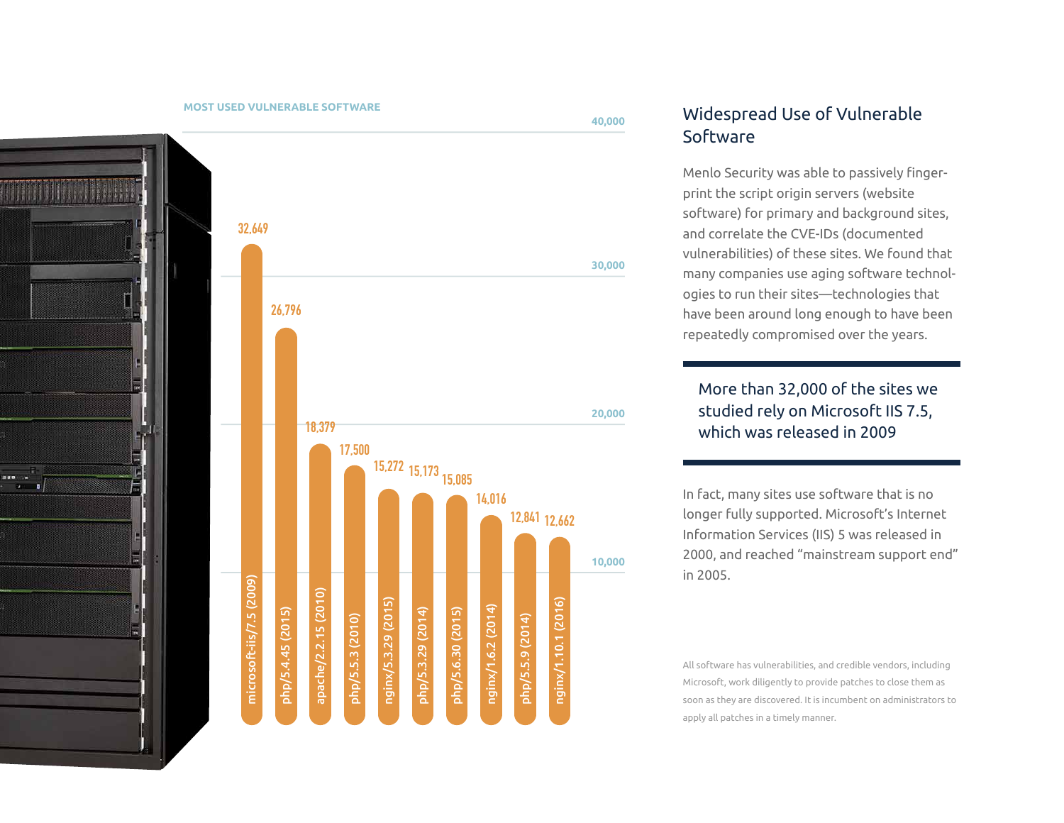**MOST USED VULNERABLE SOFTWARE**

| Software | Count |
|---|---|
| microsoft-iis/7.5 (2009) | 32,649 |
| php/5.4.45 (2015) | 26,796 |
| apache/2.2.15 (2010) | 18,379 |
| php/5.5.3 (2010) | 17,500 |
| nginx/5.3.29 (2015) | 15,272 |
| php/5.3.29 (2014) | 15,173 |
| php/5.6.30 (2015) | 15,085 |
| nginx/1.6.2 (2014) | 14,016 |
| php/5.5.9 (2014) | 12,841 |
| nginx/1.10.1 (2016) | 12,662 |

## Widespread Use of Vulnerable Software

Menlo Security was able to passively fingerprint the script origin servers (website software) for primary and background sites, and correlate the CVE-IDs (documented vulnerabilities) of these sites. We found that many companies use aging software technologies to run their sites—technologies that have been around long enough to have been repeatedly compromised over the years.

> More than 32,000 of the sites we studied rely on Microsoft IIS 7.5, which was released in 2009

In fact, many sites use software that is no longer fully supported. Microsoft's Internet Information Services (IIS) 5 was released in 2000, and reached "mainstream support end" in 2005.

All software has vulnerabilities, and credible vendors, including Microsoft, work diligently to provide patches to close them as soon as they are discovered. It is incumbent on administrators to apply all patches in a timely manner.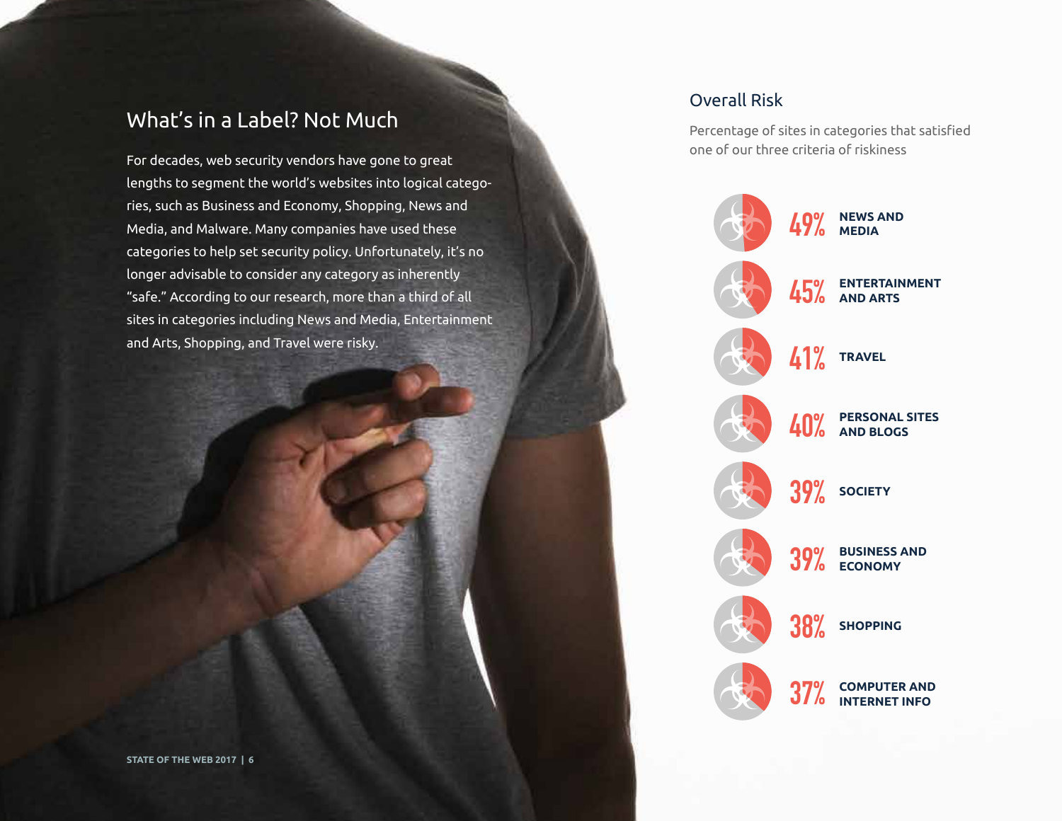## What's in a Label? Not Much

For decades, web security vendors have gone to great lengths to segment the world's websites into logical categories, such as Business and Economy, Shopping, News and Media, and Malware. Many companies have used these categories to help set security policy. Unfortunately, it's no longer advisable to consider any category as inherently "safe." According to our research, more than a third of all sites in categories including News and Media, Entertainment and Arts, Shopping, and Travel were risky.

## Overall Risk

Percentage of sites in categories that satisfied one of our three criteria of riskiness

| Percentage | Category |
| --- | --- |
| 49% | NEWS AND MEDIA |
| 45% | ENTERTAINMENT AND ARTS |
| 41% | TRAVEL |
| 40% | PERSONAL SITES AND BLOGS |
| 39% | SOCIETY |
| 39% | BUSINESS AND ECONOMY |
| 38% | SHOPPING |
| 37% | COMPUTER AND INTERNET INFO |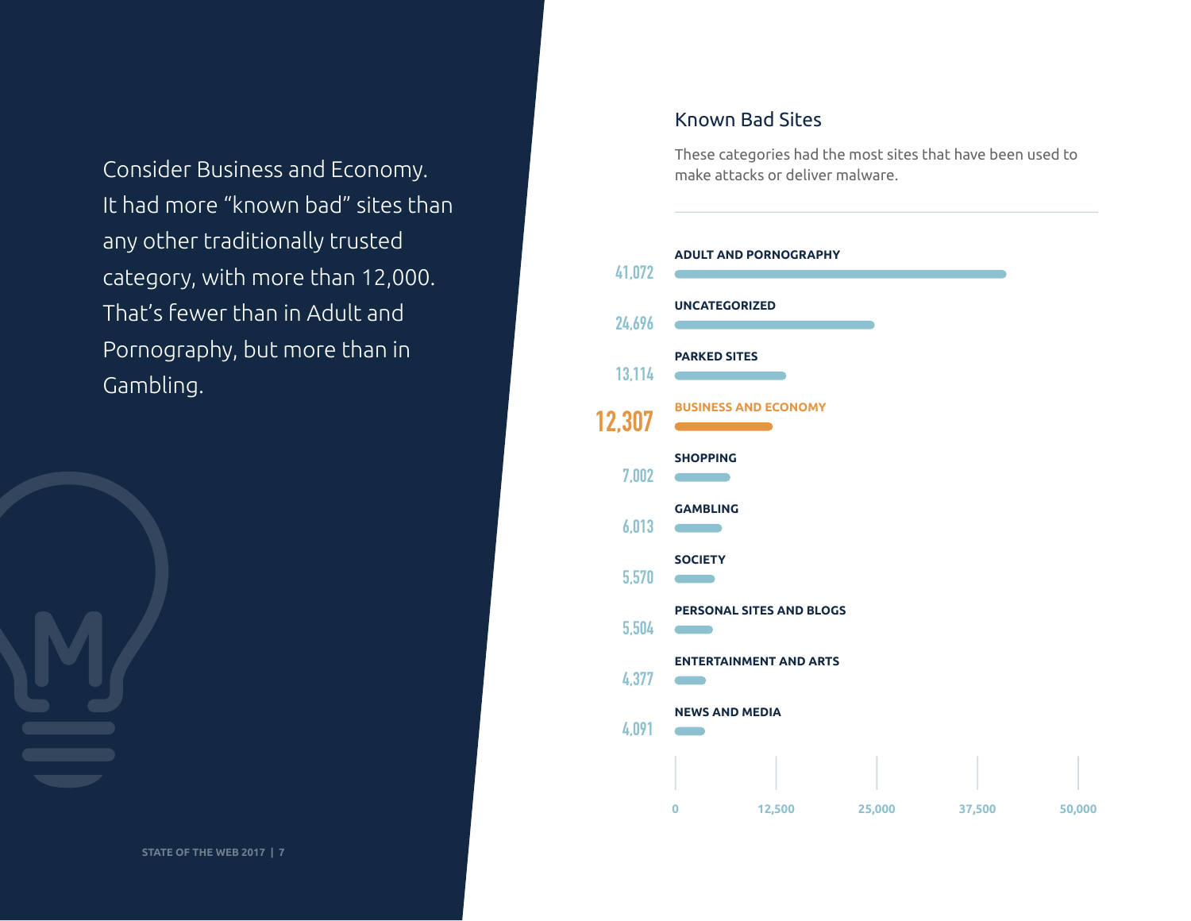Consider Business and Economy. It had more "known bad" sites than any other traditionally trusted category, with more than 12,000. That's fewer than in Adult and Pornography, but more than in Gambling.

## Known Bad Sites

These categories had the most sites that have been used to make attacks or deliver malware.

| Category | Sites |
| --- | --- |
| ADULT AND PORNOGRAPHY | 41,072 |
| UNCATEGORIZED | 24,696 |
| PARKED SITES | 13,114 |
| BUSINESS AND ECONOMY | 12,307 |
| SHOPPING | 7,002 |
| GAMBLING | 6,013 |
| SOCIETY | 5,570 |
| PERSONAL SITES AND BLOGS | 5,504 |
| ENTERTAINMENT AND ARTS | 4,377 |
| NEWS AND MEDIA | 4,091 |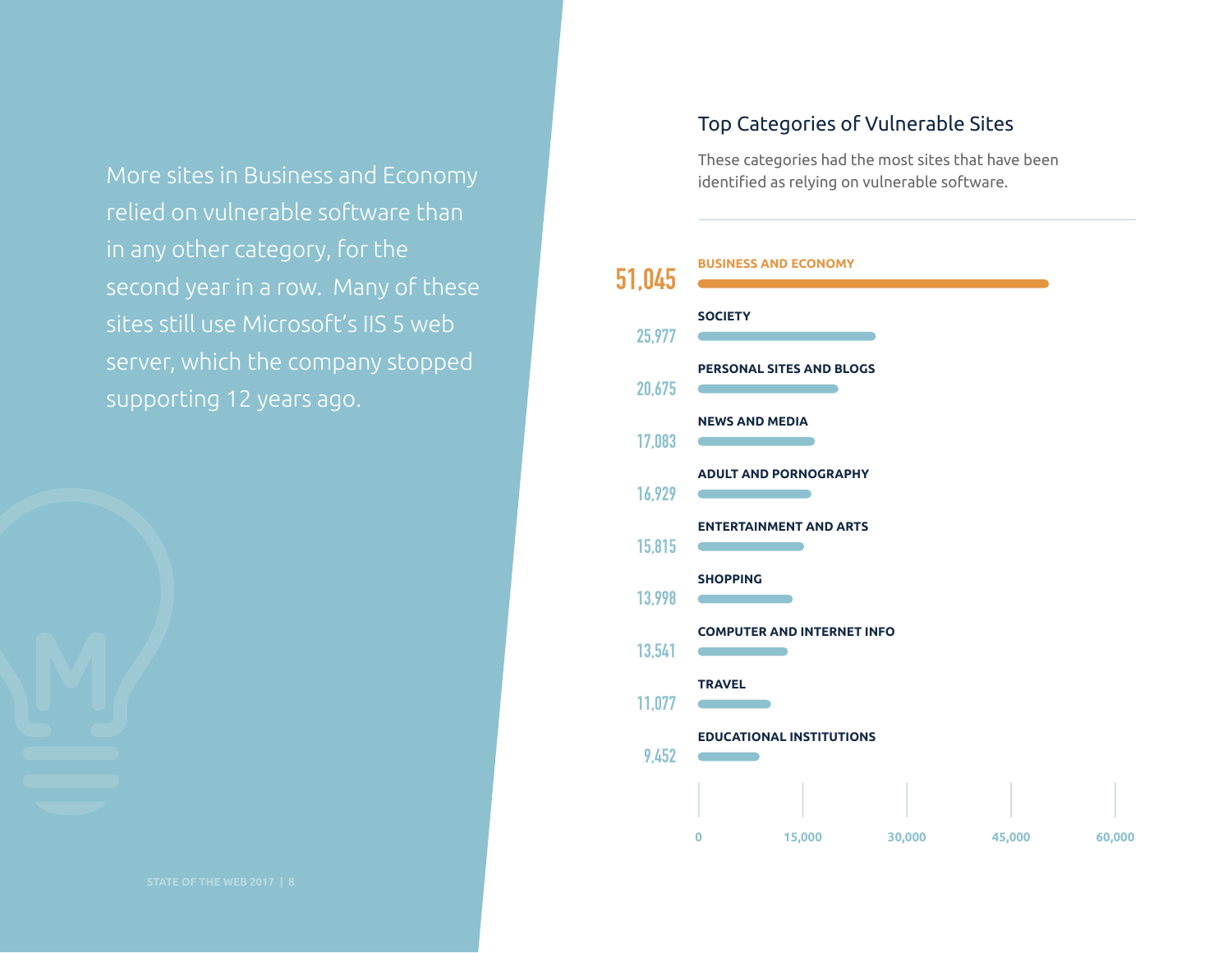More sites in Business and Economy relied on vulnerable software than in any other category, for the second year in a row. Many of these sites still use Microsoft's IIS 5 web server, which the company stopped supporting 12 years ago.

## Top Categories of Vulnerable Sites

These categories had the most sites that have been identified as relying on vulnerable software.

| Category | Sites |
|---|---|
| BUSINESS AND ECONOMY | 51,045 |
| SOCIETY | 25,977 |
| PERSONAL SITES AND BLOGS | 20,675 |
| NEWS AND MEDIA | 17,083 |
| ADULT AND PORNOGRAPHY | 16,929 |
| ENTERTAINMENT AND ARTS | 15,815 |
| SHOPPING | 13,998 |
| COMPUTER AND INTERNET INFO | 13,541 |
| TRAVEL | 11,077 |
| EDUCATIONAL INSTITUTIONS | 9,452 |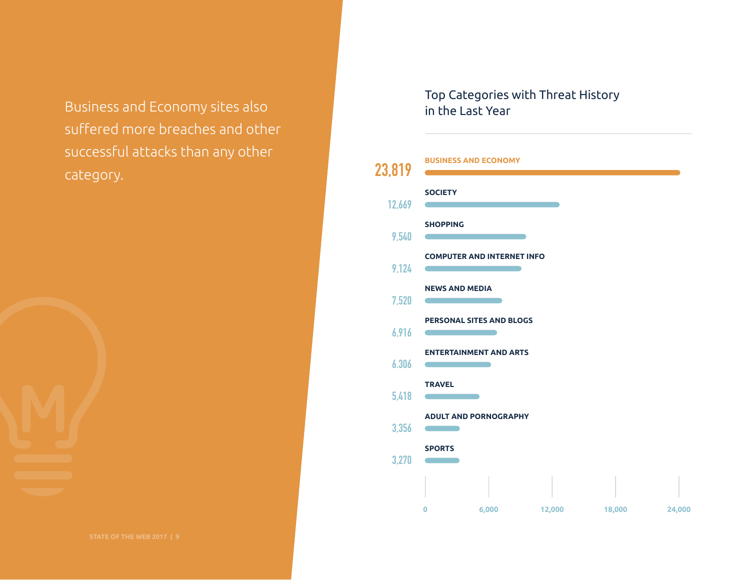Business and Economy sites also suffered more breaches and other successful attacks than any other category.

## Top Categories with Threat History in the Last Year

| Category | Count |
|---|---|
| BUSINESS AND ECONOMY | 23,819 |
| SOCIETY | 12,669 |
| SHOPPING | 9,540 |
| COMPUTER AND INTERNET INFO | 9,124 |
| NEWS AND MEDIA | 7,520 |
| PERSONAL SITES AND BLOGS | 6,916 |
| ENTERTAINMENT AND ARTS | 6.306 |
| TRAVEL | 5,418 |
| ADULT AND PORNOGRAPHY | 3,356 |
| SPORTS | 3,270 |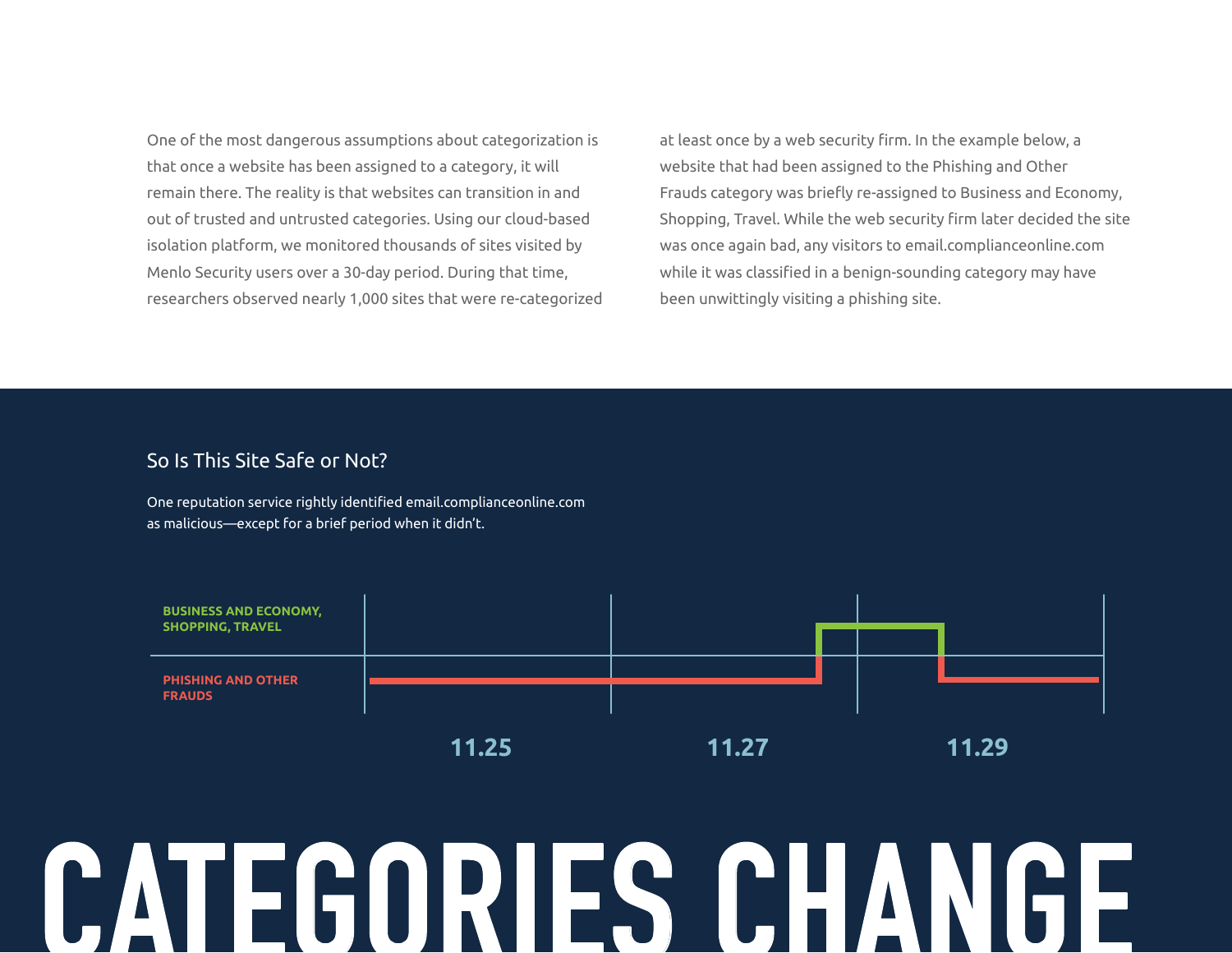One of the most dangerous assumptions about categorization is that once a website has been assigned to a category, it will remain there. The reality is that websites can transition in and out of trusted and untrusted categories. Using our cloud-based isolation platform, we monitored thousands of sites visited by Menlo Security users over a 30-day period. During that time, researchers observed nearly 1,000 sites that were re-categorized at least once by a web security firm. In the example below, a website that had been assigned to the Phishing and Other Frauds category was briefly re-assigned to Business and Economy, Shopping, Travel. While the web security firm later decided the site was once again bad, any visitors to email.complianceonline.com while it was classified in a benign-sounding category may have been unwittingly visiting a phishing site.

## So Is This Site Safe or Not?

One reputation service rightly identified email.complianceonline.com as malicious—except for a brief period when it didn't.

**BUSINESS AND ECONOMY, SHOPPING, TRAVEL**

**PHISHING AND OTHER FRAUDS**

11.25 11.27 11.29

# CATEGORIES CHANGE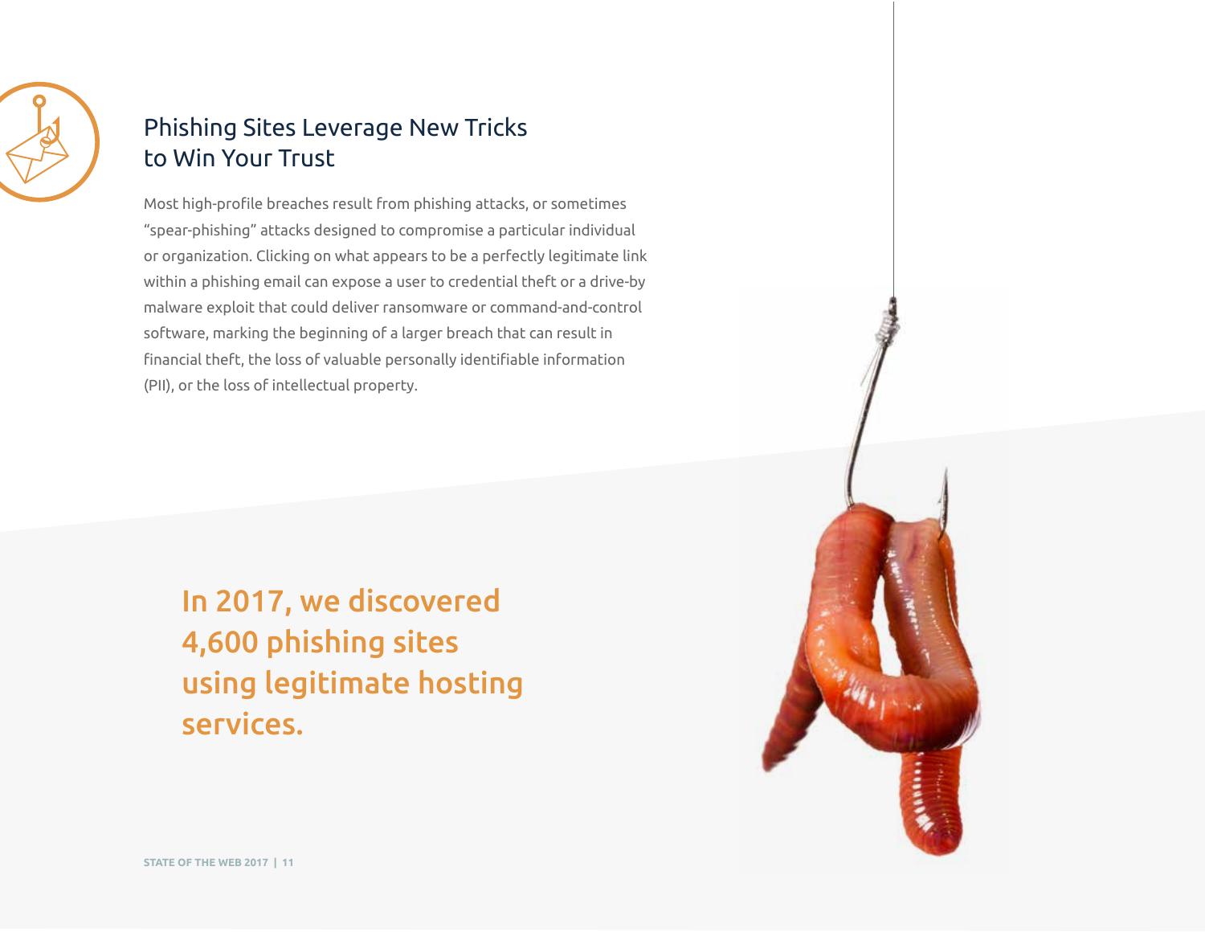## Phishing Sites Leverage New Tricks to Win Your Trust

Most high-profile breaches result from phishing attacks, or sometimes "spear-phishing" attacks designed to compromise a particular individual or organization. Clicking on what appears to be a perfectly legitimate link within a phishing email can expose a user to credential theft or a drive-by malware exploit that could deliver ransomware or command-and-control software, marking the beginning of a larger breach that can result in financial theft, the loss of valuable personally identifiable information (PII), or the loss of intellectual property.

**In 2017, we discovered 4,600 phishing sites using legitimate hosting services.**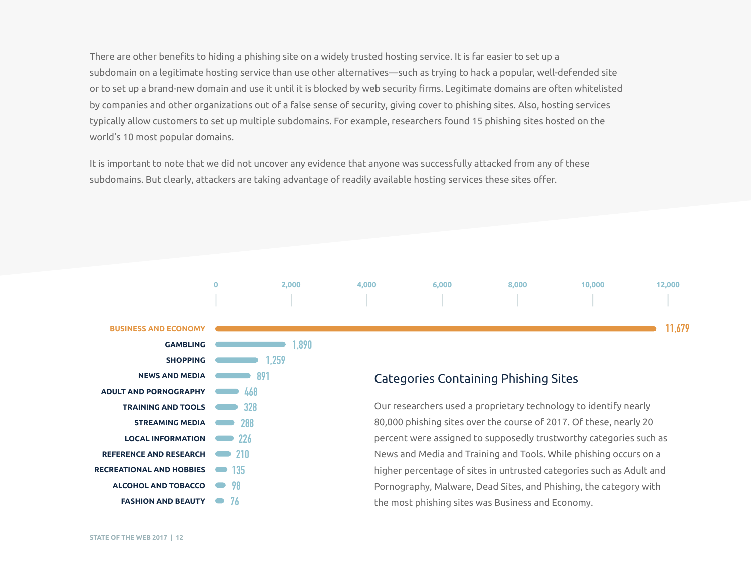There are other benefits to hiding a phishing site on a widely trusted hosting service. It is far easier to set up a subdomain on a legitimate hosting service than use other alternatives—such as trying to hack a popular, well-defended site or to set up a brand-new domain and use it until it is blocked by web security firms. Legitimate domains are often whitelisted by companies and other organizations out of a false sense of security, giving cover to phishing sites. Also, hosting services typically allow customers to set up multiple subdomains. For example, researchers found 15 phishing sites hosted on the world's 10 most popular domains.

It is important to note that we did not uncover any evidence that anyone was successfully attacked from any of these subdomains. But clearly, attackers are taking advantage of readily available hosting services these sites offer.

| Category | Phishing Sites |
|---|---|
| BUSINESS AND ECONOMY | 11,679 |
| GAMBLING | 1,890 |
| SHOPPING | 1,259 |
| NEWS AND MEDIA | 891 |
| ADULT AND PORNOGRAPHY | 468 |
| TRAINING AND TOOLS | 328 |
| STREAMING MEDIA | 288 |
| LOCAL INFORMATION | 226 |
| REFERENCE AND RESEARCH | 210 |
| RECREATIONAL AND HOBBIES | 135 |
| ALCOHOL AND TOBACCO | 98 |
| FASHION AND BEAUTY | 76 |

## Categories Containing Phishing Sites

Our researchers used a proprietary technology to identify nearly 80,000 phishing sites over the course of 2017. Of these, nearly 20 percent were assigned to supposedly trustworthy categories such as News and Media and Training and Tools. While phishing occurs on a higher percentage of sites in untrusted categories such as Adult and Pornography, Malware, Dead Sites, and Phishing, the category with the most phishing sites was Business and Economy.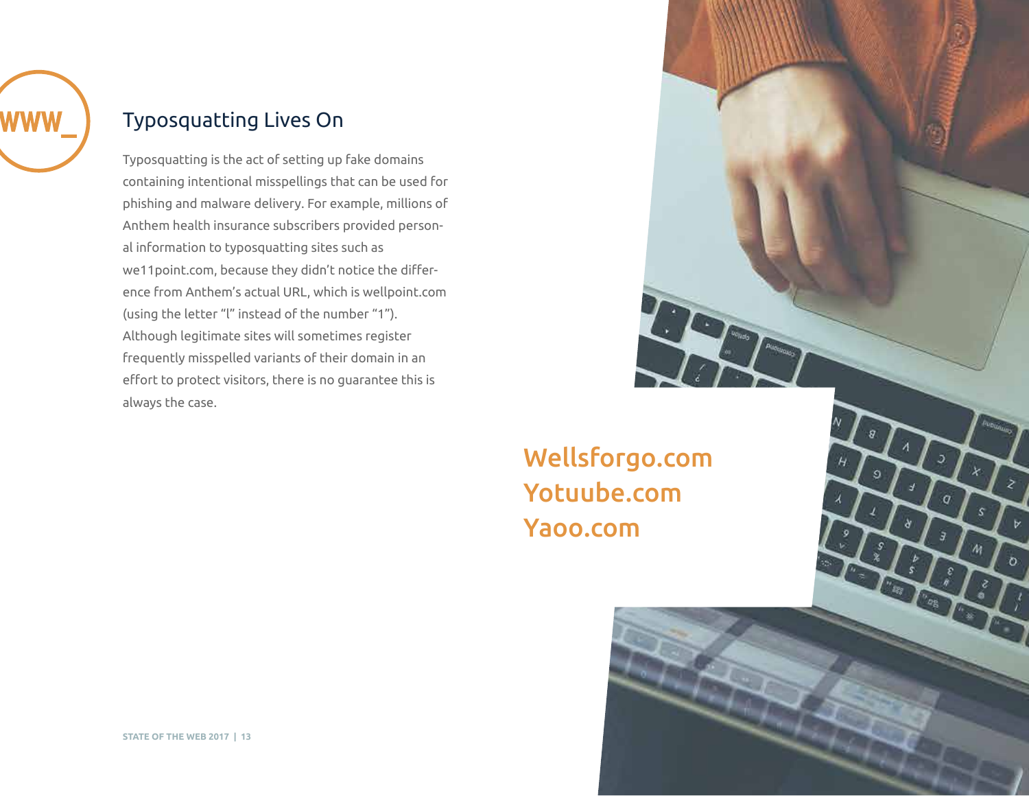## Typosquatting Lives On

Typosquatting is the act of setting up fake domains containing intentional misspellings that can be used for phishing and malware delivery. For example, millions of Anthem health insurance subscribers provided personal information to typosquatting sites such as we11point.com, because they didn't notice the difference from Anthem's actual URL, which is wellpoint.com (using the letter "l" instead of the number "1"). Although legitimate sites will sometimes register frequently misspelled variants of their domain in an effort to protect visitors, there is no guarantee this is always the case.

**Wellsforgo.com**
**Yotuube.com**
**Yaoo.com**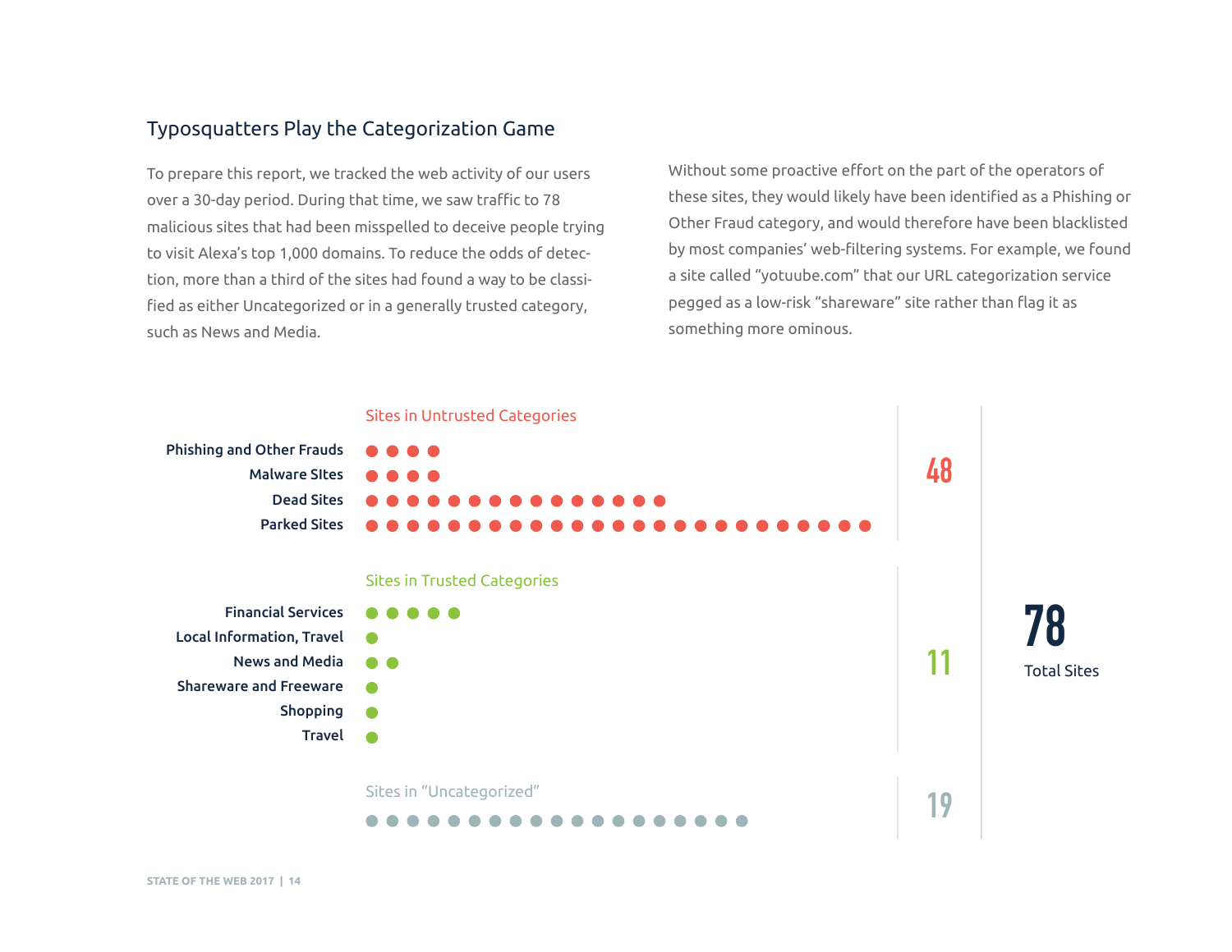## Typosquatters Play the Categorization Game

To prepare this report, we tracked the web activity of our users over a 30-day period. During that time, we saw traffic to 78 malicious sites that had been misspelled to deceive people trying to visit Alexa's top 1,000 domains. To reduce the odds of detection, more than a third of the sites had found a way to be classified as either Uncategorized or in a generally trusted category, such as News and Media.

Without some proactive effort on the part of the operators of these sites, they would likely have been identified as a Phishing or Other Fraud category, and would therefore have been blacklisted by most companies' web-filtering systems. For example, we found a site called "yotuube.com" that our URL categorization service pegged as a low-risk "shareware" site rather than flag it as something more ominous.

**Sites in Untrusted Categories** — 48

| Category | Sites |
|---|---|
| Phishing and Other Frauds | 4 |
| Malware SItes | 4 |
| Dead Sites | 15 |
| Parked Sites | 25 |

**Sites in Trusted Categories** — 11

| Category | Sites |
|---|---|
| Financial Services | 5 |
| Local Information, Travel | 1 |
| News and Media | 2 |
| Shareware and Freeware | 1 |
| Shopping | 1 |
| Travel | 1 |

**Sites in "Uncategorized"** — 19

**78** Total Sites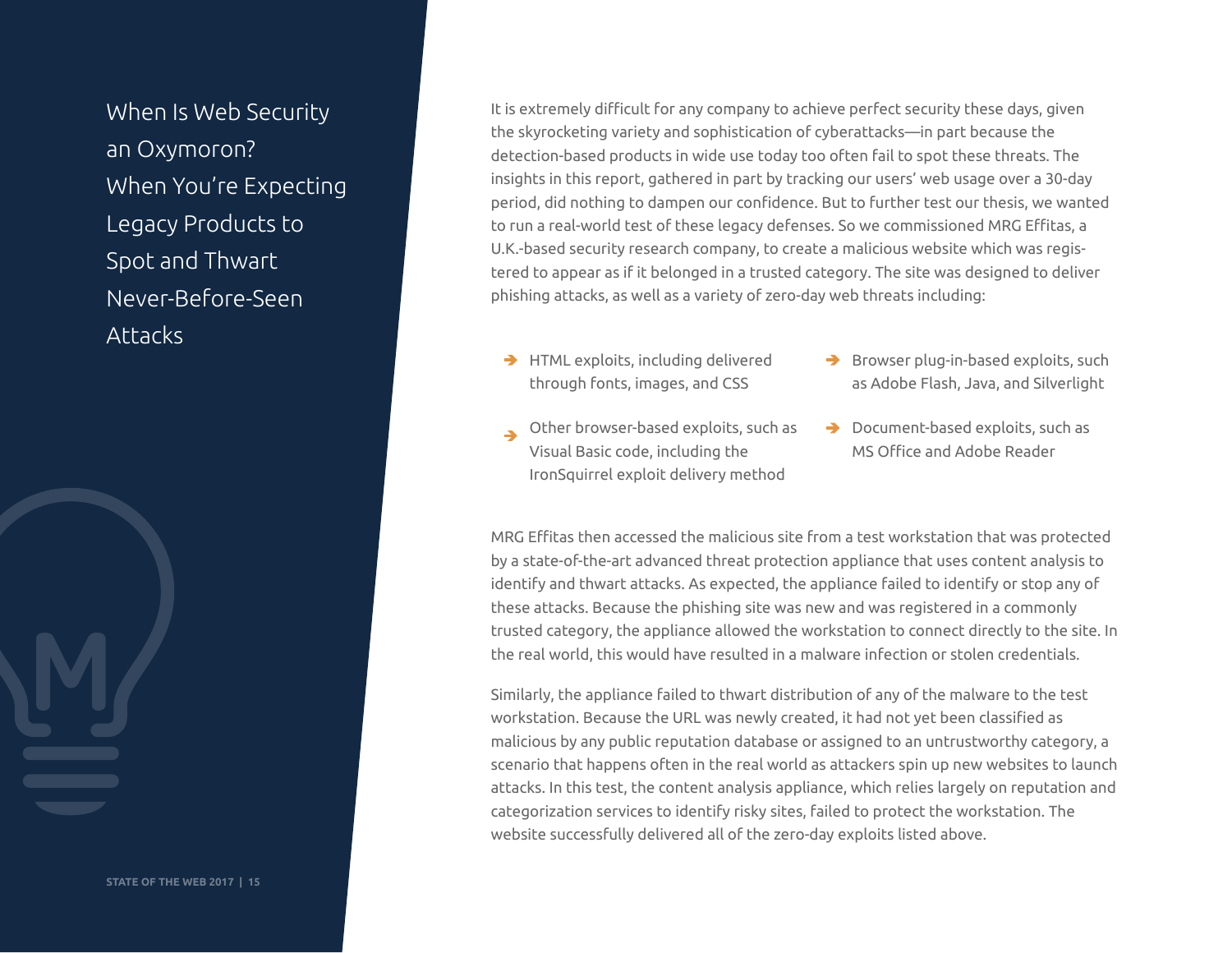## When Is Web Security an Oxymoron? When You're Expecting Legacy Products to Spot and Thwart Never-Before-Seen Attacks

It is extremely difficult for any company to achieve perfect security these days, given the skyrocketing variety and sophistication of cyberattacks—in part because the detection-based products in wide use today too often fail to spot these threats. The insights in this report, gathered in part by tracking our users' web usage over a 30-day period, did nothing to dampen our confidence. But to further test our thesis, we wanted to run a real-world test of these legacy defenses. So we commissioned MRG Effitas, a U.K.-based security research company, to create a malicious website which was registered to appear as if it belonged in a trusted category. The site was designed to deliver phishing attacks, as well as a variety of zero-day web threats including:

- HTML exploits, including delivered through fonts, images, and CSS
- Other browser-based exploits, such as Visual Basic code, including the IronSquirrel exploit delivery method
- Browser plug-in-based exploits, such as Adobe Flash, Java, and Silverlight
- Document-based exploits, such as MS Office and Adobe Reader

MRG Effitas then accessed the malicious site from a test workstation that was protected by a state-of-the-art advanced threat protection appliance that uses content analysis to identify and thwart attacks. As expected, the appliance failed to identify or stop any of these attacks. Because the phishing site was new and was registered in a commonly trusted category, the appliance allowed the workstation to connect directly to the site. In the real world, this would have resulted in a malware infection or stolen credentials.

Similarly, the appliance failed to thwart distribution of any of the malware to the test workstation. Because the URL was newly created, it had not yet been classified as malicious by any public reputation database or assigned to an untrustworthy category, a scenario that happens often in the real world as attackers spin up new websites to launch attacks. In this test, the content analysis appliance, which relies largely on reputation and categorization services to identify risky sites, failed to protect the workstation. The website successfully delivered all of the zero-day exploits listed above.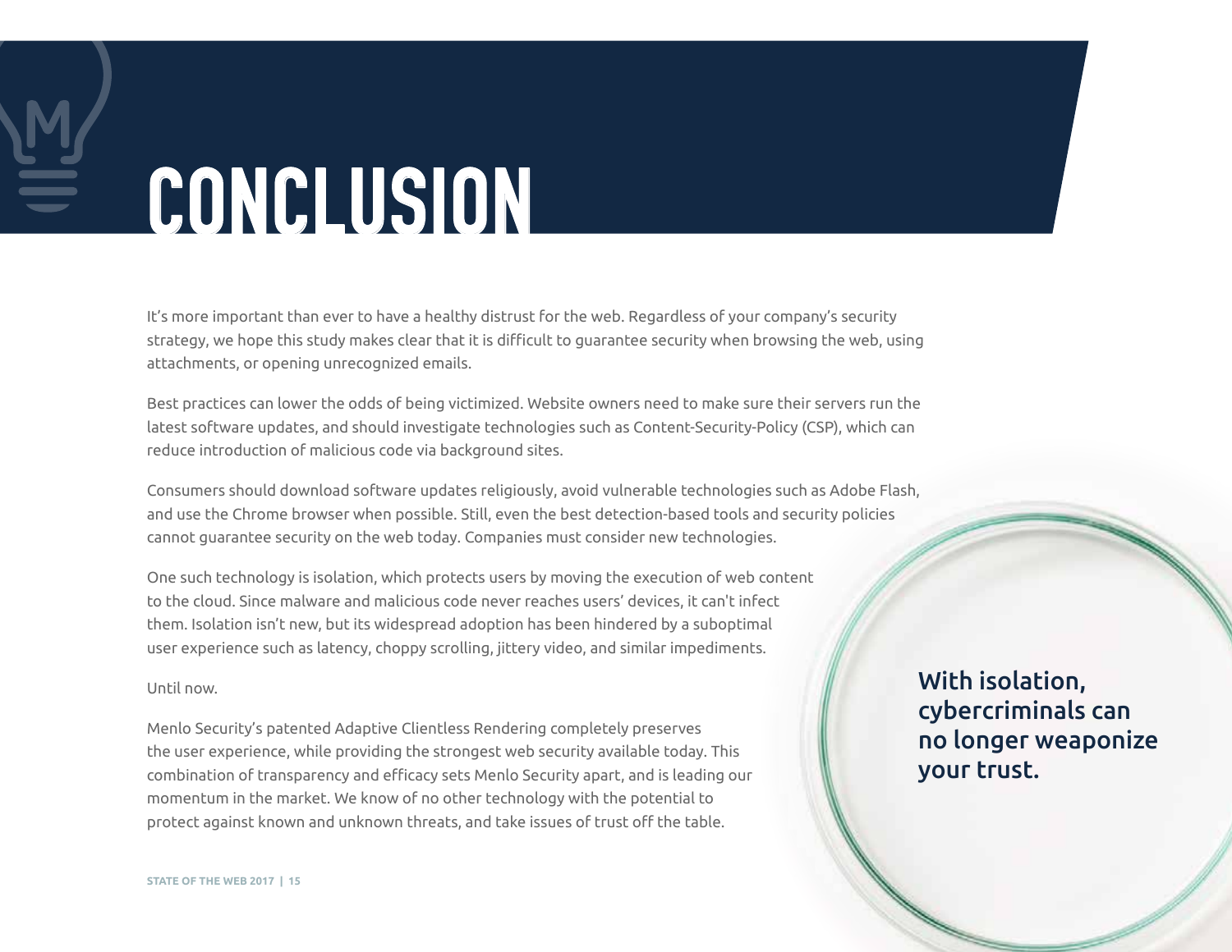# CONCLUSION

It's more important than ever to have a healthy distrust for the web. Regardless of your company's security strategy, we hope this study makes clear that it is difficult to guarantee security when browsing the web, using attachments, or opening unrecognized emails.

Best practices can lower the odds of being victimized. Website owners need to make sure their servers run the latest software updates, and should investigate technologies such as Content-Security-Policy (CSP), which can reduce introduction of malicious code via background sites.

Consumers should download software updates religiously, avoid vulnerable technologies such as Adobe Flash, and use the Chrome browser when possible. Still, even the best detection-based tools and security policies cannot guarantee security on the web today. Companies must consider new technologies.

One such technology is isolation, which protects users by moving the execution of web content to the cloud. Since malware and malicious code never reaches users' devices, it can't infect them. Isolation isn't new, but its widespread adoption has been hindered by a suboptimal user experience such as latency, choppy scrolling, jittery video, and similar impediments.

Until now.

Menlo Security's patented Adaptive Clientless Rendering completely preserves the user experience, while providing the strongest web security available today. This combination of transparency and efficacy sets Menlo Security apart, and is leading our momentum in the market. We know of no other technology with the potential to protect against known and unknown threats, and take issues of trust off the table.

**With isolation, cybercriminals can no longer weaponize your trust.**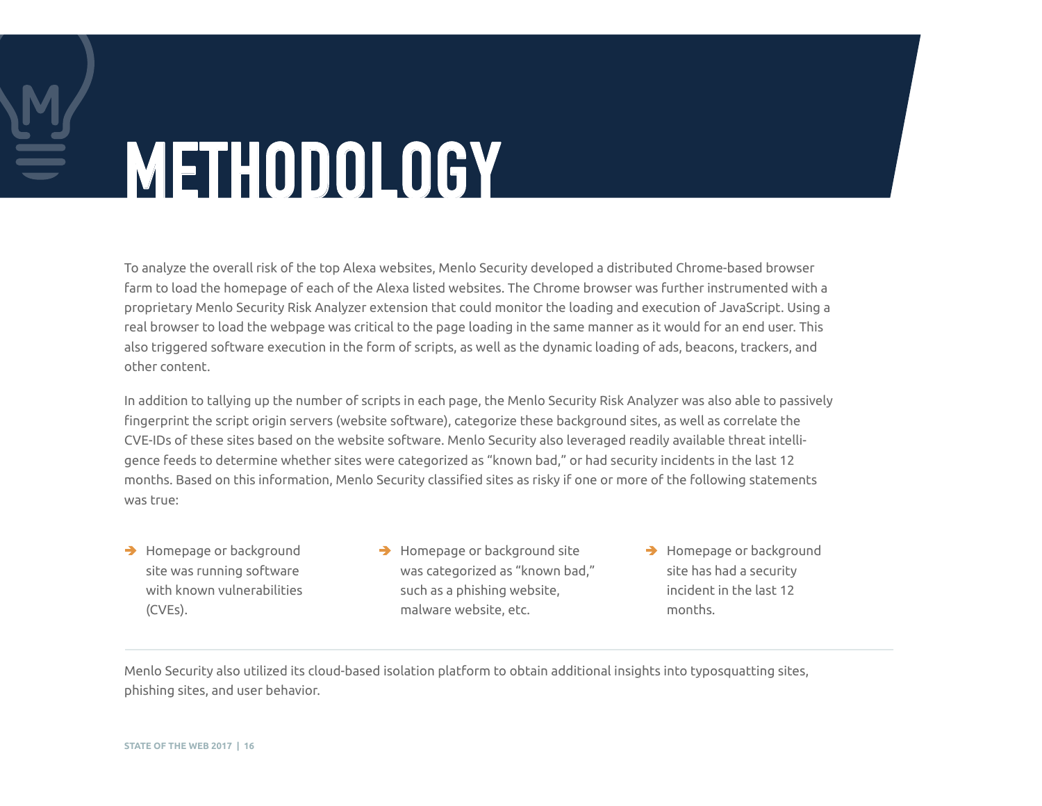# METHODOLOGY

To analyze the overall risk of the top Alexa websites, Menlo Security developed a distributed Chrome-based browser farm to load the homepage of each of the Alexa listed websites. The Chrome browser was further instrumented with a proprietary Menlo Security Risk Analyzer extension that could monitor the loading and execution of JavaScript. Using a real browser to load the webpage was critical to the page loading in the same manner as it would for an end user. This also triggered software execution in the form of scripts, as well as the dynamic loading of ads, beacons, trackers, and other content.

In addition to tallying up the number of scripts in each page, the Menlo Security Risk Analyzer was also able to passively fingerprint the script origin servers (website software), categorize these background sites, as well as correlate the CVE-IDs of these sites based on the website software. Menlo Security also leveraged readily available threat intelligence feeds to determine whether sites were categorized as "known bad," or had security incidents in the last 12 months. Based on this information, Menlo Security classified sites as risky if one or more of the following statements was true:

- Homepage or background site was running software with known vulnerabilities (CVEs).
- Homepage or background site was categorized as "known bad," such as a phishing website, malware website, etc.
- Homepage or background site has had a security incident in the last 12 months.

Menlo Security also utilized its cloud-based isolation platform to obtain additional insights into typosquatting sites, phishing sites, and user behavior.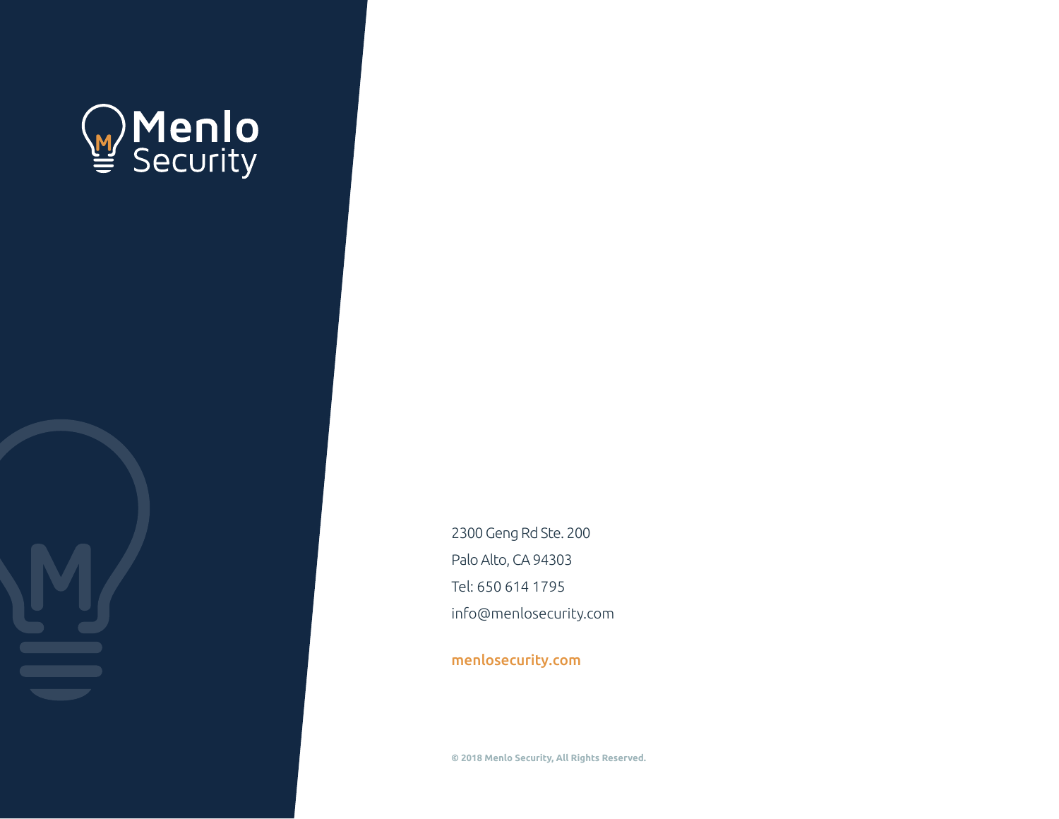Menlo Security

2300 Geng Rd Ste. 200
Palo Alto, CA 94303
Tel: 650 614 1795
info@menlosecurity.com

menlosecurity.com

© 2018 Menlo Security, All Rights Reserved.